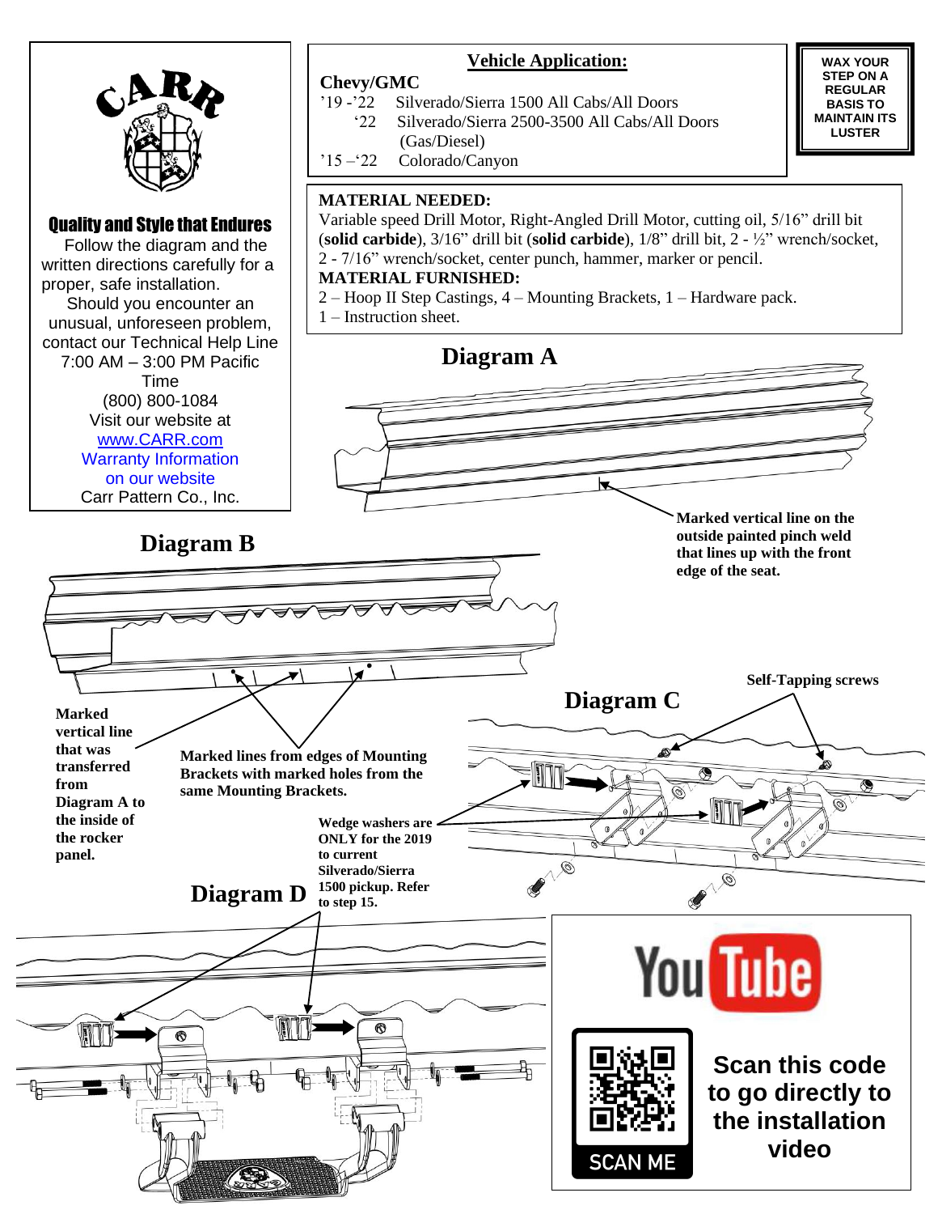CARR

**Quality and Style that Endures**

Follow the diagram and the written directions carefully for a proper, safe installation.

Should you encounter an unusual, unforeseen problem, contact our Technical Help Line 7:00 AM – 3:00 PM Pacific Time (800) 800-1084

Visit our website at www.CARR.com

Warranty Information on our website

Carr Pattern Co., Inc.

## Vehicle Application:

**Chevy/GMC**

'19 -'22 Silverado/Sierra 1500 All Cabs/All Doors
'22 Silverado/Sierra 2500-3500 All Cabs/All Doors (Gas/Diesel)
'15 –'22 Colorado/Canyon

**WAX YOUR STEP ON A REGULAR BASIS TO MAINTAIN ITS LUSTER**

**MATERIAL NEEDED:**
Variable speed Drill Motor, Right-Angled Drill Motor, cutting oil, 5/16" drill bit (**solid carbide**), 3/16" drill bit (**solid carbide**), 1/8" drill bit, 2 - ½" wrench/socket, 2 - 7/16" wrench/socket, center punch, hammer, marker or pencil.

**MATERIAL FURNISHED:**
2 – Hoop II Step Castings, 4 – Mounting Brackets, 1 – Hardware pack.
1 – Instruction sheet.

## Diagram A

**Marked vertical line on the outside painted pinch weld that lines up with the front edge of the seat.**

## Diagram B

**Marked vertical line that was transferred from Diagram A to the inside of the rocker panel.**

**Marked lines from edges of Mounting Brackets with marked holes from the same Mounting Brackets.**

## Diagram C

**Self-Tapping screws**

**Wedge washers are ONLY for the 2019 to current Silverado/Sierra 1500 pickup. Refer to step 15.**

## Diagram D

**Scan this code to go directly to the installation video**

SCAN ME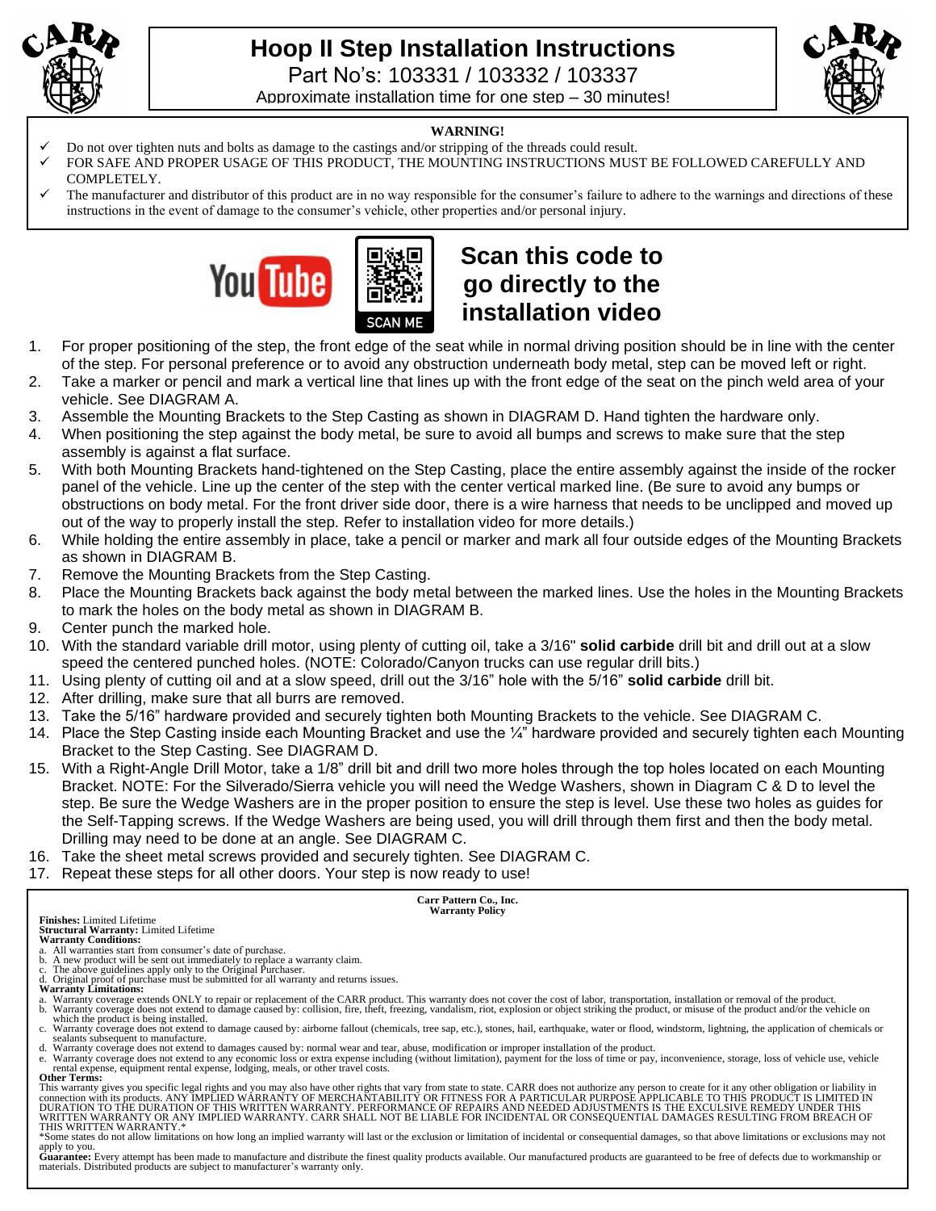# Hoop II Step Installation Instructions

Part No's: 103331 / 103332 / 103337

Approximate installation time for one step – 30 minutes!

**WARNING!**

- ✓ Do not over tighten nuts and bolts as damage to the castings and/or stripping of the threads could result.
- ✓ FOR SAFE AND PROPER USAGE OF THIS PRODUCT, THE MOUNTING INSTRUCTIONS MUST BE FOLLOWED CAREFULLY AND COMPLETELY.
- ✓ The manufacturer and distributor of this product are in no way responsible for the consumer's failure to adhere to the warnings and directions of these instructions in the event of damage to the consumer's vehicle, other properties and/or personal injury.

**Scan this code to go directly to the installation video**

1. For proper positioning of the step, the front edge of the seat while in normal driving position should be in line with the center of the step. For personal preference or to avoid any obstruction underneath body metal, step can be moved left or right.
2. Take a marker or pencil and mark a vertical line that lines up with the front edge of the seat on the pinch weld area of your vehicle. See DIAGRAM A.
3. Assemble the Mounting Brackets to the Step Casting as shown in DIAGRAM D. Hand tighten the hardware only.
4. When positioning the step against the body metal, be sure to avoid all bumps and screws to make sure that the step assembly is against a flat surface.
5. With both Mounting Brackets hand-tightened on the Step Casting, place the entire assembly against the inside of the rocker panel of the vehicle. Line up the center of the step with the center vertical marked line. (Be sure to avoid any bumps or obstructions on body metal. For the front driver side door, there is a wire harness that needs to be unclipped and moved up out of the way to properly install the step. Refer to installation video for more details.)
6. While holding the entire assembly in place, take a pencil or marker and mark all four outside edges of the Mounting Brackets as shown in DIAGRAM B.
7. Remove the Mounting Brackets from the Step Casting.
8. Place the Mounting Brackets back against the body metal between the marked lines. Use the holes in the Mounting Brackets to mark the holes on the body metal as shown in DIAGRAM B.
9. Center punch the marked hole.
10. With the standard variable drill motor, using plenty of cutting oil, take a 3/16" **solid carbide** drill bit and drill out at a slow speed the centered punched holes. (NOTE: Colorado/Canyon trucks can use regular drill bits.)
11. Using plenty of cutting oil and at a slow speed, drill out the 3/16" hole with the 5/16" **solid carbide** drill bit.
12. After drilling, make sure that all burrs are removed.
13. Take the 5/16" hardware provided and securely tighten both Mounting Brackets to the vehicle. See DIAGRAM C.
14. Place the Step Casting inside each Mounting Bracket and use the ¼" hardware provided and securely tighten each Mounting Bracket to the Step Casting. See DIAGRAM D.
15. With a Right-Angle Drill Motor, take a 1/8" drill bit and drill two more holes through the top holes located on each Mounting Bracket. NOTE: For the Silverado/Sierra vehicle you will need the Wedge Washers, shown in Diagram C & D to level the step. Be sure the Wedge Washers are in the proper position to ensure the step is level. Use these two holes as guides for the Self-Tapping screws. If the Wedge Washers are being used, you will drill through them first and then the body metal. Drilling may need to be done at an angle. See DIAGRAM C.
16. Take the sheet metal screws provided and securely tighten. See DIAGRAM C.
17. Repeat these steps for all other doors. Your step is now ready to use!

**Carr Pattern Co., Inc.**
**Warranty Policy**

**Finishes:** Limited Lifetime
**Structural Warranty:** Limited Lifetime
**Warranty Conditions:**

a. All warranties start from consumer's date of purchase.
b. A new product will be sent out immediately to replace a warranty claim.
c. The above guidelines apply only to the Original Purchaser.
d. Original proof of purchase must be submitted for all warranty and returns issues.

**Warranty Limitations:**

a. Warranty coverage extends ONLY to repair or replacement of the CARR product. This warranty does not cover the cost of labor, transportation, installation or removal of the product.
b. Warranty coverage does not extend to damage caused by: collision, fire, theft, freezing, vandalism, riot, explosion or object striking the product, or misuse of the product and/or the vehicle on which the product is being installed.
c. Warranty coverage does not extend to damage caused by: airborne fallout (chemicals, tree sap, etc.), stones, hail, earthquake, water or flood, windstorm, lightning, the application of chemicals or sealants subsequent to manufacture.
d. Warranty coverage does not extend to damages caused by: normal wear and tear, abuse, modification or improper installation of the product.
e. Warranty coverage does not extend to any economic loss or extra expense including (without limitation), payment for the loss of time or pay, inconvenience, storage, loss of vehicle use, vehicle rental expense, equipment rental expense, lodging, meals, or other travel costs.

**Other Terms:**
This warranty gives you specific legal rights and you may also have other rights that vary from state to state. CARR does not authorize any person to create for it any other obligation or liability in connection with its products. ANY IMPLIED WARRANTY OF MERCHANTABILITY OR FITNESS FOR A PARTICULAR PURPOSE APPLICABLE TO THIS PRODUCT IS LIMITED IN DURATION TO THE DURATION OF THIS WRITTEN WARRANTY. PERFORMANCE OF REPAIRS AND NEEDED ADJUSTMENTS IS THE EXCULSIVE REMEDY UNDER THIS WRITTEN WARRANTY OR ANY IMPLIED WARRANTY. CARR SHALL NOT BE LIABLE FOR INCIDENTAL OR CONSEQUENTIAL DAMAGES RESULTING FROM BREACH OF THIS WRITTEN WARRANTY.*
*Some states do not allow limitations on how long an implied warranty will last or the exclusion or limitation of incidental or consequential damages, so that above limitations or exclusions may not apply to you.
**Guarantee:** Every attempt has been made to manufacture and distribute the finest quality products available. Our manufactured products are guaranteed to be free of defects due to workmanship or materials. Distributed products are subject to manufacturer's warranty only.